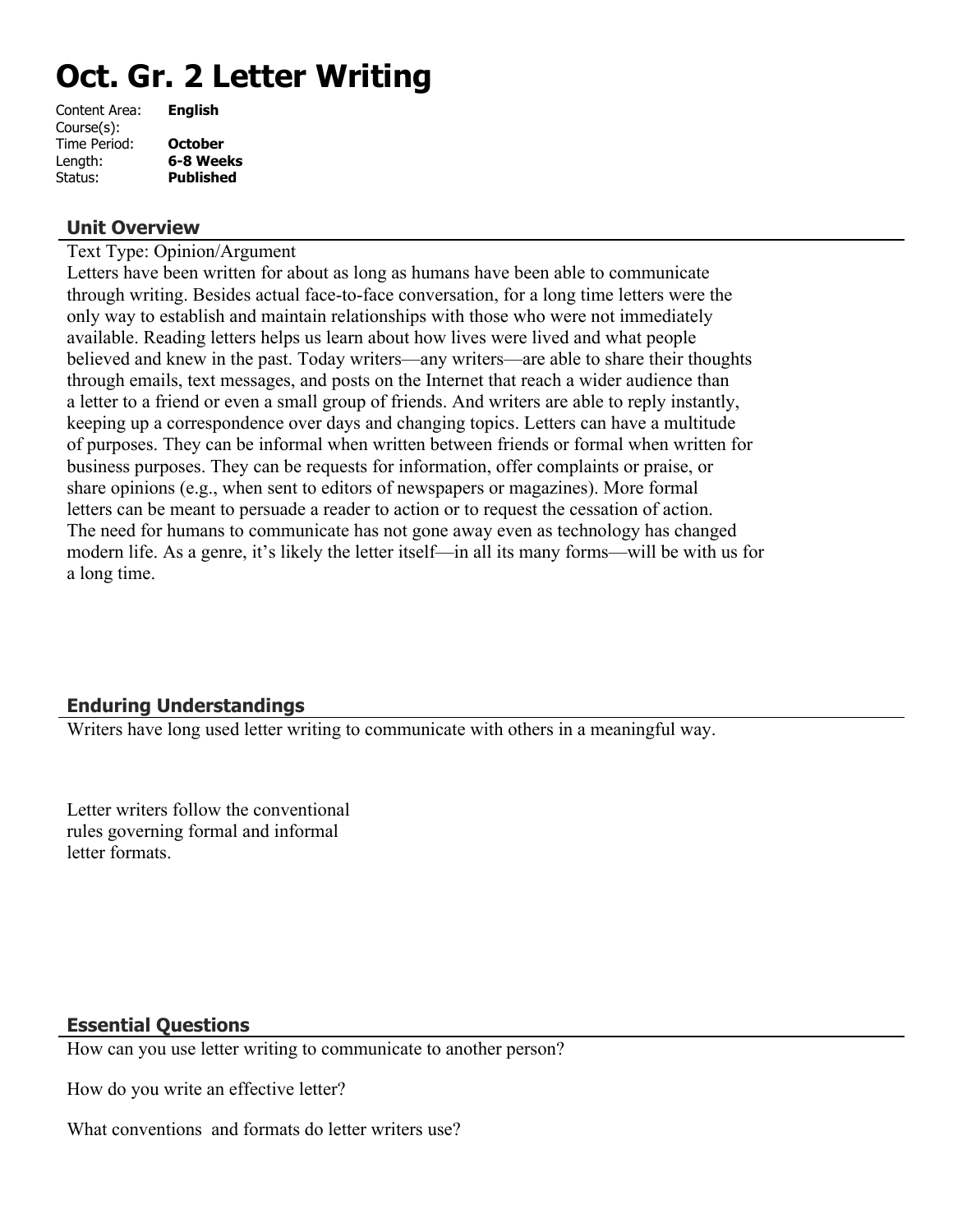# Oct. Gr. 2 Letter Writing

| | |
|---|---|
| Content Area: | **English** |
| Course(s): | |
| Time Period: | **October** |
| Length: | **6-8 Weeks** |
| Status: | **Published** |

## Unit Overview

Text Type: Opinion/Argument

Letters have been written for about as long as humans have been able to communicate through writing. Besides actual face-to-face conversation, for a long time letters were the only way to establish and maintain relationships with those who were not immediately available. Reading letters helps us learn about how lives were lived and what people believed and knew in the past. Today writers—any writers—are able to share their thoughts through emails, text messages, and posts on the Internet that reach a wider audience than a letter to a friend or even a small group of friends. And writers are able to reply instantly, keeping up a correspondence over days and changing topics. Letters can have a multitude of purposes. They can be informal when written between friends or formal when written for business purposes. They can be requests for information, offer complaints or praise, or share opinions (e.g., when sent to editors of newspapers or magazines). More formal letters can be meant to persuade a reader to action or to request the cessation of action. The need for humans to communicate has not gone away even as technology has changed modern life. As a genre, it's likely the letter itself—in all its many forms—will be with us for a long time.

## Enduring Understandings

Writers have long used letter writing to communicate with others in a meaningful way.

Letter writers follow the conventional rules governing formal and informal letter formats.

## Essential Questions

How can you use letter writing to communicate to another person?

How do you write an effective letter?

What conventions and formats do letter writers use?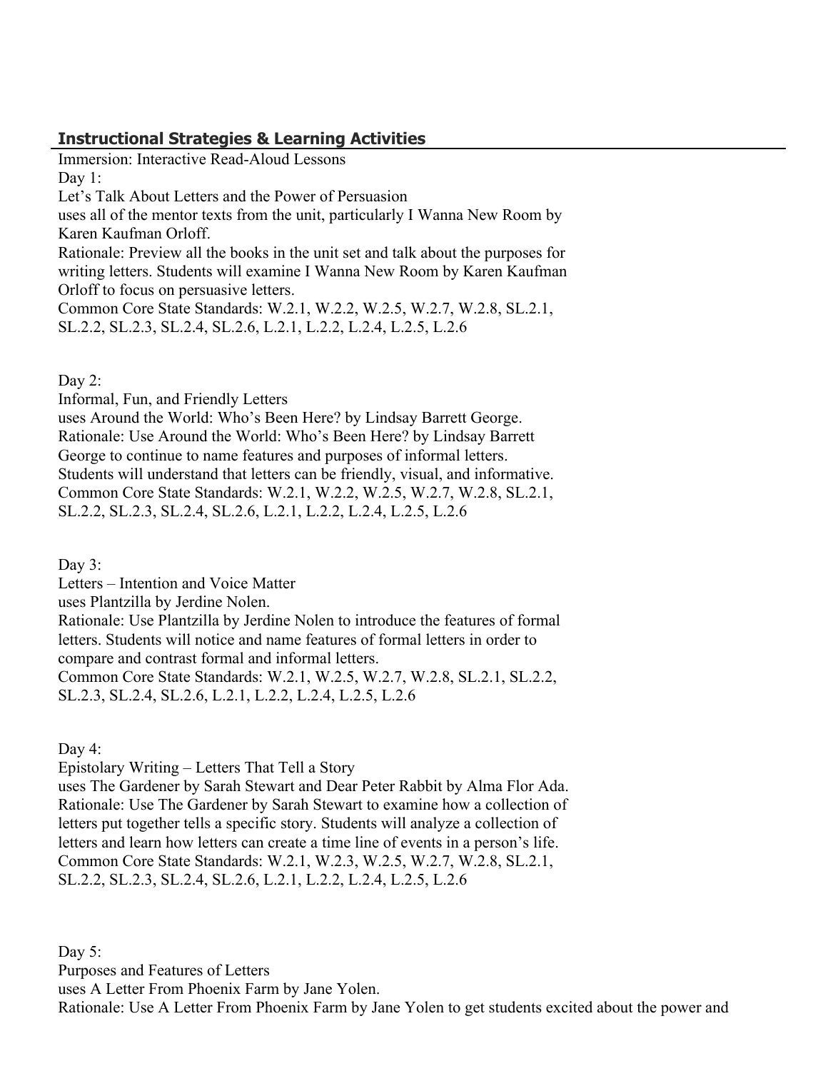## Instructional Strategies & Learning Activities

Immersion: Interactive Read-Aloud Lessons

Day 1:

Let's Talk About Letters and the Power of Persuasion

uses all of the mentor texts from the unit, particularly I Wanna New Room by Karen Kaufman Orloff.

Rationale: Preview all the books in the unit set and talk about the purposes for writing letters. Students will examine I Wanna New Room by Karen Kaufman Orloff to focus on persuasive letters.

Common Core State Standards: W.2.1, W.2.2, W.2.5, W.2.7, W.2.8, SL.2.1, SL.2.2, SL.2.3, SL.2.4, SL.2.6, L.2.1, L.2.2, L.2.4, L.2.5, L.2.6

Day 2:

Informal, Fun, and Friendly Letters

uses Around the World: Who's Been Here? by Lindsay Barrett George.

Rationale: Use Around the World: Who's Been Here? by Lindsay Barrett George to continue to name features and purposes of informal letters. Students will understand that letters can be friendly, visual, and informative.

Common Core State Standards: W.2.1, W.2.2, W.2.5, W.2.7, W.2.8, SL.2.1, SL.2.2, SL.2.3, SL.2.4, SL.2.6, L.2.1, L.2.2, L.2.4, L.2.5, L.2.6

Day 3:

Letters – Intention and Voice Matter

uses Plantzilla by Jerdine Nolen.

Rationale: Use Plantzilla by Jerdine Nolen to introduce the features of formal letters. Students will notice and name features of formal letters in order to compare and contrast formal and informal letters.

Common Core State Standards: W.2.1, W.2.5, W.2.7, W.2.8, SL.2.1, SL.2.2, SL.2.3, SL.2.4, SL.2.6, L.2.1, L.2.2, L.2.4, L.2.5, L.2.6

Day 4:

Epistolary Writing – Letters That Tell a Story

uses The Gardener by Sarah Stewart and Dear Peter Rabbit by Alma Flor Ada.

Rationale: Use The Gardener by Sarah Stewart to examine how a collection of letters put together tells a specific story. Students will analyze a collection of letters and learn how letters can create a time line of events in a person's life.

Common Core State Standards: W.2.1, W.2.3, W.2.5, W.2.7, W.2.8, SL.2.1, SL.2.2, SL.2.3, SL.2.4, SL.2.6, L.2.1, L.2.2, L.2.4, L.2.5, L.2.6

Day 5:

Purposes and Features of Letters

uses A Letter From Phoenix Farm by Jane Yolen.

Rationale: Use A Letter From Phoenix Farm by Jane Yolen to get students excited about the power and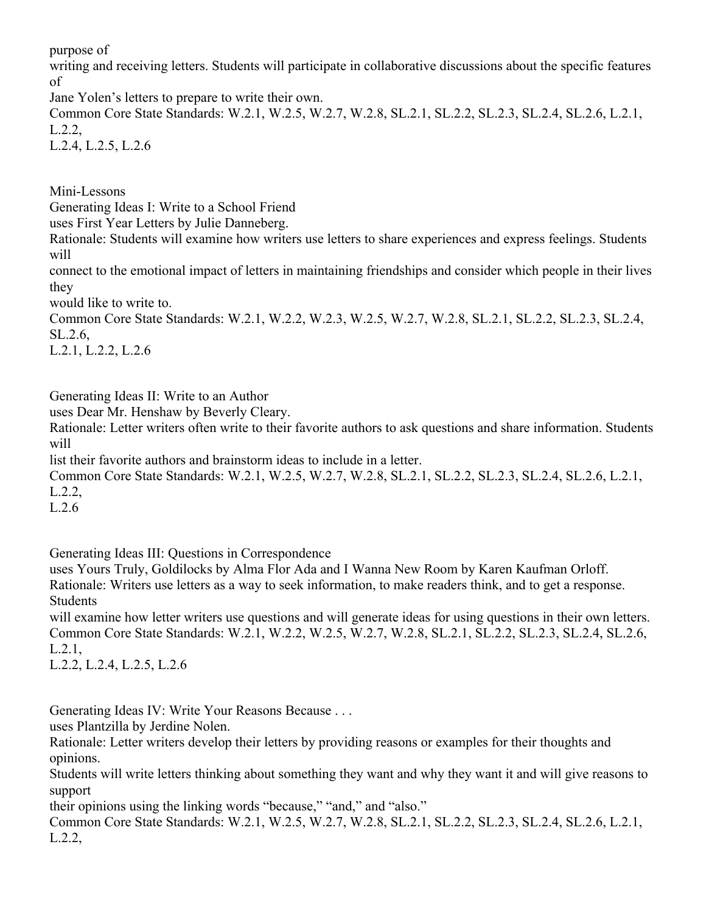purpose of writing and receiving letters. Students will participate in collaborative discussions about the specific features of Jane Yolen's letters to prepare to write their own.

Common Core State Standards: W.2.1, W.2.5, W.2.7, W.2.8, SL.2.1, SL.2.2, SL.2.3, SL.2.4, SL.2.6, L.2.1, L.2.2, L.2.4, L.2.5, L.2.6

## Mini-Lessons

### Generating Ideas I: Write to a School Friend

uses First Year Letters by Julie Danneberg.

Rationale: Students will examine how writers use letters to share experiences and express feelings. Students will connect to the emotional impact of letters in maintaining friendships and consider which people in their lives they would like to write to.

Common Core State Standards: W.2.1, W.2.2, W.2.3, W.2.5, W.2.7, W.2.8, SL.2.1, SL.2.2, SL.2.3, SL.2.4, SL.2.6, L.2.1, L.2.2, L.2.6

### Generating Ideas II: Write to an Author

uses Dear Mr. Henshaw by Beverly Cleary.

Rationale: Letter writers often write to their favorite authors to ask questions and share information. Students will list their favorite authors and brainstorm ideas to include in a letter.

Common Core State Standards: W.2.1, W.2.5, W.2.7, W.2.8, SL.2.1, SL.2.2, SL.2.3, SL.2.4, SL.2.6, L.2.1, L.2.2, L.2.6

### Generating Ideas III: Questions in Correspondence

uses Yours Truly, Goldilocks by Alma Flor Ada and I Wanna New Room by Karen Kaufman Orloff.

Rationale: Writers use letters as a way to seek information, to make readers think, and to get a response. Students will examine how letter writers use questions and will generate ideas for using questions in their own letters.

Common Core State Standards: W.2.1, W.2.2, W.2.5, W.2.7, W.2.8, SL.2.1, SL.2.2, SL.2.3, SL.2.4, SL.2.6, L.2.1, L.2.2, L.2.4, L.2.5, L.2.6

### Generating Ideas IV: Write Your Reasons Because . . .

uses Plantzilla by Jerdine Nolen.

Rationale: Letter writers develop their letters by providing reasons or examples for their thoughts and opinions. Students will write letters thinking about something they want and why they want it and will give reasons to support their opinions using the linking words "because," "and," and "also."

Common Core State Standards: W.2.1, W.2.5, W.2.7, W.2.8, SL.2.1, SL.2.2, SL.2.3, SL.2.4, SL.2.6, L.2.1, L.2.2,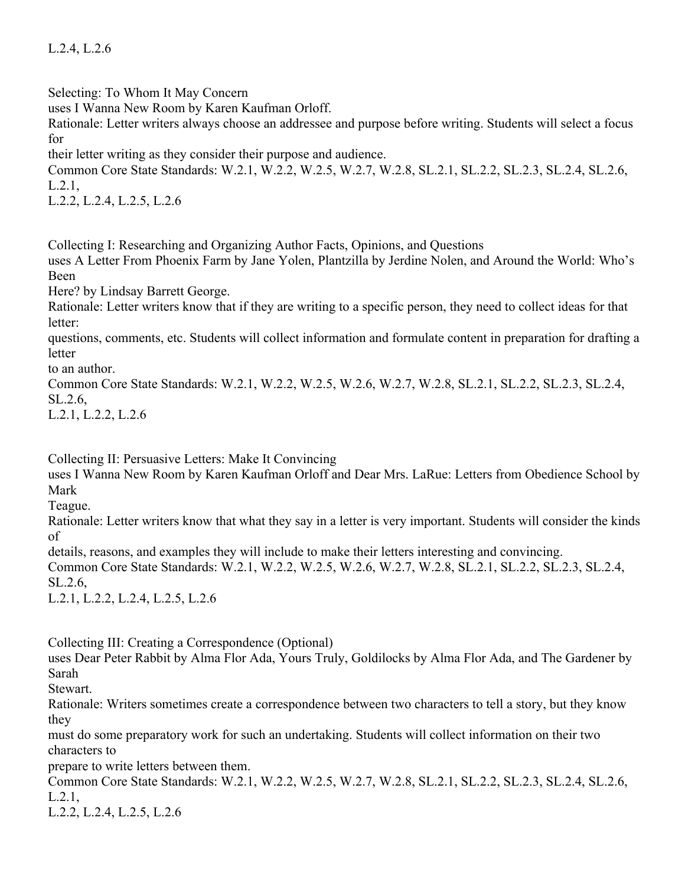L.2.4, L.2.6

Selecting: To Whom It May Concern
uses I Wanna New Room by Karen Kaufman Orloff.
Rationale: Letter writers always choose an addressee and purpose before writing. Students will select a focus for their letter writing as they consider their purpose and audience.
Common Core State Standards: W.2.1, W.2.2, W.2.5, W.2.7, W.2.8, SL.2.1, SL.2.2, SL.2.3, SL.2.4, SL.2.6, L.2.1, L.2.2, L.2.4, L.2.5, L.2.6

Collecting I: Researching and Organizing Author Facts, Opinions, and Questions
uses A Letter From Phoenix Farm by Jane Yolen, Plantzilla by Jerdine Nolen, and Around the World: Who's Been Here? by Lindsay Barrett George.
Rationale: Letter writers know that if they are writing to a specific person, they need to collect ideas for that letter: questions, comments, etc. Students will collect information and formulate content in preparation for drafting a letter to an author.
Common Core State Standards: W.2.1, W.2.2, W.2.5, W.2.6, W.2.7, W.2.8, SL.2.1, SL.2.2, SL.2.3, SL.2.4, SL.2.6, L.2.1, L.2.2, L.2.6

Collecting II: Persuasive Letters: Make It Convincing
uses I Wanna New Room by Karen Kaufman Orloff and Dear Mrs. LaRue: Letters from Obedience School by Mark Teague.
Rationale: Letter writers know that what they say in a letter is very important. Students will consider the kinds of details, reasons, and examples they will include to make their letters interesting and convincing.
Common Core State Standards: W.2.1, W.2.2, W.2.5, W.2.6, W.2.7, W.2.8, SL.2.1, SL.2.2, SL.2.3, SL.2.4, SL.2.6, L.2.1, L.2.2, L.2.4, L.2.5, L.2.6

Collecting III: Creating a Correspondence (Optional)
uses Dear Peter Rabbit by Alma Flor Ada, Yours Truly, Goldilocks by Alma Flor Ada, and The Gardener by Sarah Stewart.
Rationale: Writers sometimes create a correspondence between two characters to tell a story, but they know they must do some preparatory work for such an undertaking. Students will collect information on their two characters to prepare to write letters between them.
Common Core State Standards: W.2.1, W.2.2, W.2.5, W.2.7, W.2.8, SL.2.1, SL.2.2, SL.2.3, SL.2.4, SL.2.6, L.2.1, L.2.2, L.2.4, L.2.5, L.2.6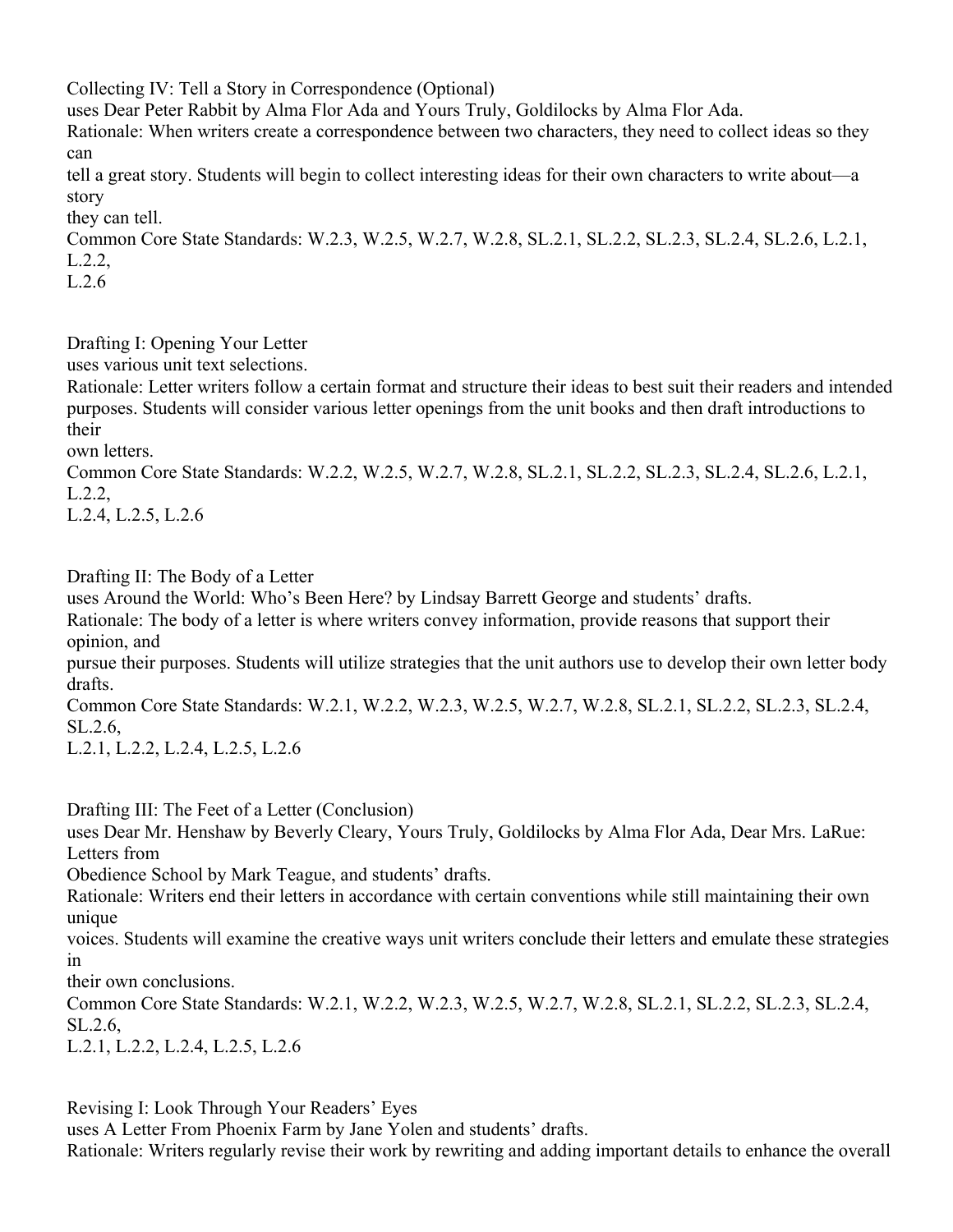Collecting IV: Tell a Story in Correspondence (Optional)
uses Dear Peter Rabbit by Alma Flor Ada and Yours Truly, Goldilocks by Alma Flor Ada.
Rationale: When writers create a correspondence between two characters, they need to collect ideas so they can tell a great story. Students will begin to collect interesting ideas for their own characters to write about—a story they can tell.
Common Core State Standards: W.2.3, W.2.5, W.2.7, W.2.8, SL.2.1, SL.2.2, SL.2.3, SL.2.4, SL.2.6, L.2.1, L.2.2, L.2.6

Drafting I: Opening Your Letter
uses various unit text selections.
Rationale: Letter writers follow a certain format and structure their ideas to best suit their readers and intended purposes. Students will consider various letter openings from the unit books and then draft introductions to their own letters.
Common Core State Standards: W.2.2, W.2.5, W.2.7, W.2.8, SL.2.1, SL.2.2, SL.2.3, SL.2.4, SL.2.6, L.2.1, L.2.2, L.2.4, L.2.5, L.2.6

Drafting II: The Body of a Letter
uses Around the World: Who's Been Here? by Lindsay Barrett George and students' drafts.
Rationale: The body of a letter is where writers convey information, provide reasons that support their opinion, and pursue their purposes. Students will utilize strategies that the unit authors use to develop their own letter body drafts.
Common Core State Standards: W.2.1, W.2.2, W.2.3, W.2.5, W.2.7, W.2.8, SL.2.1, SL.2.2, SL.2.3, SL.2.4, SL.2.6, L.2.1, L.2.2, L.2.4, L.2.5, L.2.6

Drafting III: The Feet of a Letter (Conclusion)
uses Dear Mr. Henshaw by Beverly Cleary, Yours Truly, Goldilocks by Alma Flor Ada, Dear Mrs. LaRue: Letters from Obedience School by Mark Teague, and students' drafts.
Rationale: Writers end their letters in accordance with certain conventions while still maintaining their own unique voices. Students will examine the creative ways unit writers conclude their letters and emulate these strategies in their own conclusions.
Common Core State Standards: W.2.1, W.2.2, W.2.3, W.2.5, W.2.7, W.2.8, SL.2.1, SL.2.2, SL.2.3, SL.2.4, SL.2.6, L.2.1, L.2.2, L.2.4, L.2.5, L.2.6

Revising I: Look Through Your Readers' Eyes
uses A Letter From Phoenix Farm by Jane Yolen and students' drafts.
Rationale: Writers regularly revise their work by rewriting and adding important details to enhance the overall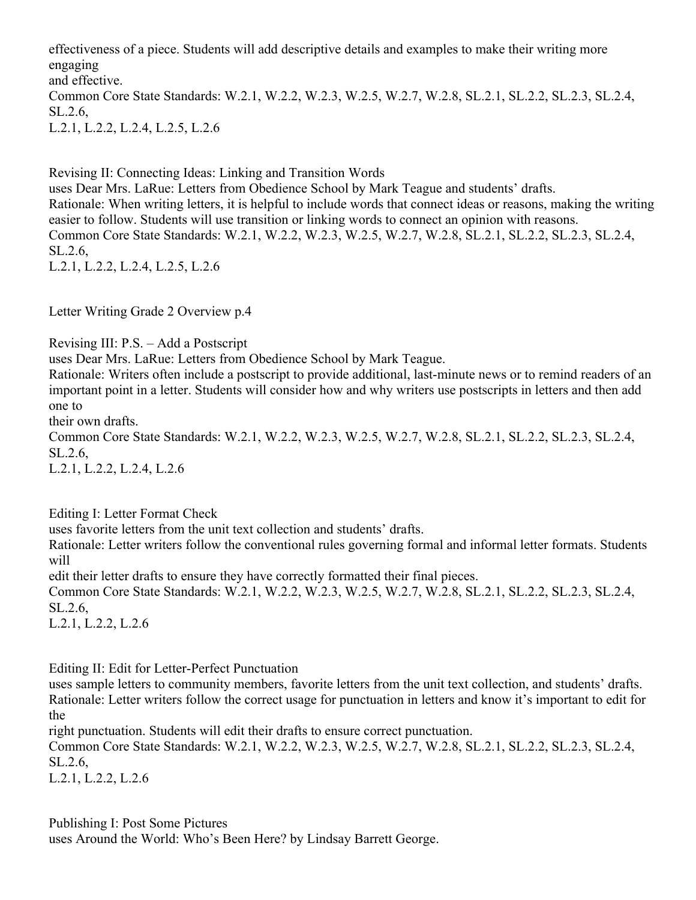effectiveness of a piece. Students will add descriptive details and examples to make their writing more engaging and effective.
Common Core State Standards: W.2.1, W.2.2, W.2.3, W.2.5, W.2.7, W.2.8, SL.2.1, SL.2.2, SL.2.3, SL.2.4, SL.2.6, L.2.1, L.2.2, L.2.4, L.2.5, L.2.6

Revising II: Connecting Ideas: Linking and Transition Words
uses Dear Mrs. LaRue: Letters from Obedience School by Mark Teague and students' drafts.
Rationale: When writing letters, it is helpful to include words that connect ideas or reasons, making the writing easier to follow. Students will use transition or linking words to connect an opinion with reasons.
Common Core State Standards: W.2.1, W.2.2, W.2.3, W.2.5, W.2.7, W.2.8, SL.2.1, SL.2.2, SL.2.3, SL.2.4, SL.2.6, L.2.1, L.2.2, L.2.4, L.2.5, L.2.6

Revising III: P.S. – Add a Postscript
uses Dear Mrs. LaRue: Letters from Obedience School by Mark Teague.
Rationale: Writers often include a postscript to provide additional, last-minute news or to remind readers of an important point in a letter. Students will consider how and why writers use postscripts in letters and then add one to their own drafts.
Common Core State Standards: W.2.1, W.2.2, W.2.3, W.2.5, W.2.7, W.2.8, SL.2.1, SL.2.2, SL.2.3, SL.2.4, SL.2.6, L.2.1, L.2.2, L.2.4, L.2.6

Editing I: Letter Format Check
uses favorite letters from the unit text collection and students' drafts.
Rationale: Letter writers follow the conventional rules governing formal and informal letter formats. Students will edit their letter drafts to ensure they have correctly formatted their final pieces.
Common Core State Standards: W.2.1, W.2.2, W.2.3, W.2.5, W.2.7, W.2.8, SL.2.1, SL.2.2, SL.2.3, SL.2.4, SL.2.6, L.2.1, L.2.2, L.2.6

Editing II: Edit for Letter-Perfect Punctuation
uses sample letters to community members, favorite letters from the unit text collection, and students' drafts.
Rationale: Letter writers follow the correct usage for punctuation in letters and know it's important to edit for the right punctuation. Students will edit their drafts to ensure correct punctuation.
Common Core State Standards: W.2.1, W.2.2, W.2.3, W.2.5, W.2.7, W.2.8, SL.2.1, SL.2.2, SL.2.3, SL.2.4, SL.2.6, L.2.1, L.2.2, L.2.6

Publishing I: Post Some Pictures
uses Around the World: Who's Been Here? by Lindsay Barrett George.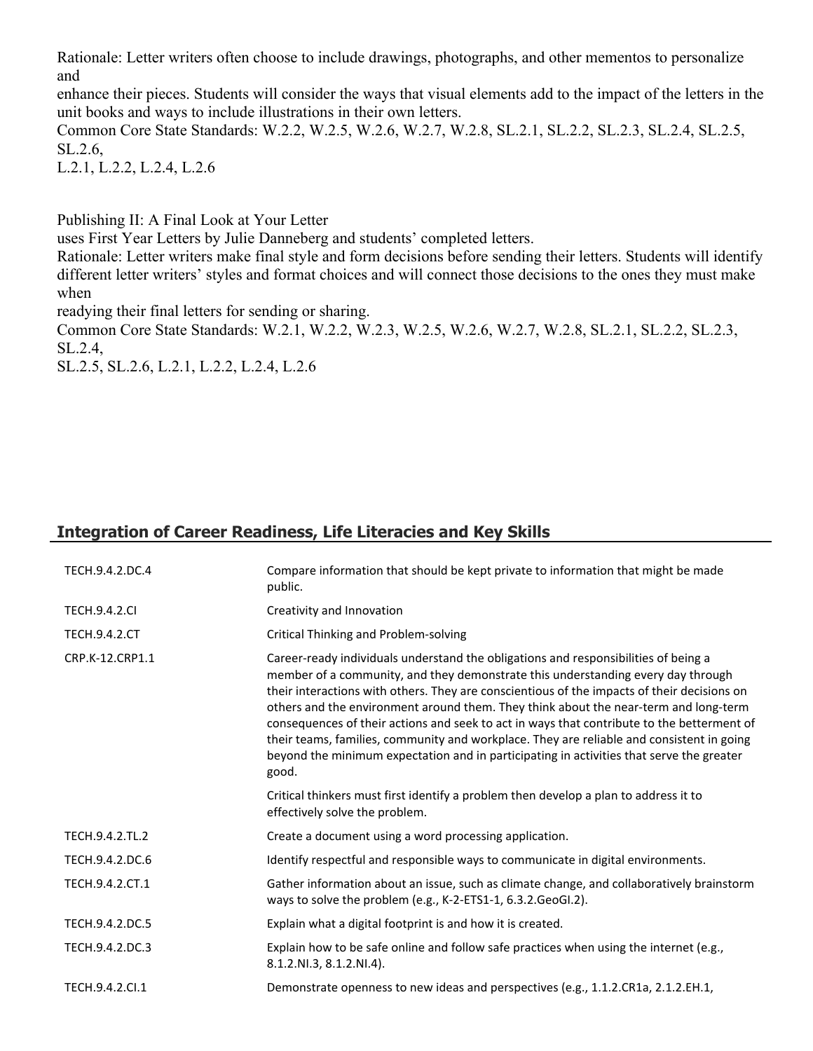Rationale: Letter writers often choose to include drawings, photographs, and other mementos to personalize and
enhance their pieces. Students will consider the ways that visual elements add to the impact of the letters in the unit books and ways to include illustrations in their own letters.
Common Core State Standards: W.2.2, W.2.5, W.2.6, W.2.7, W.2.8, SL.2.1, SL.2.2, SL.2.3, SL.2.4, SL.2.5, SL.2.6,
L.2.1, L.2.2, L.2.4, L.2.6

Publishing II: A Final Look at Your Letter
uses First Year Letters by Julie Danneberg and students' completed letters.
Rationale: Letter writers make final style and form decisions before sending their letters. Students will identify different letter writers' styles and format choices and will connect those decisions to the ones they must make when
readying their final letters for sending or sharing.
Common Core State Standards: W.2.1, W.2.2, W.2.3, W.2.5, W.2.6, W.2.7, W.2.8, SL.2.1, SL.2.2, SL.2.3, SL.2.4,
SL.2.5, SL.2.6, L.2.1, L.2.2, L.2.4, L.2.6

## Integration of Career Readiness, Life Literacies and Key Skills

| | |
|---|---|
| TECH.9.4.2.DC.4 | Compare information that should be kept private to information that might be made public. |
| TECH.9.4.2.CI | Creativity and Innovation |
| TECH.9.4.2.CT | Critical Thinking and Problem-solving |
| CRP.K-12.CRP1.1 | Career-ready individuals understand the obligations and responsibilities of being a member of a community, and they demonstrate this understanding every day through their interactions with others. They are conscientious of the impacts of their decisions on others and the environment around them. They think about the near-term and long-term consequences of their actions and seek to act in ways that contribute to the betterment of their teams, families, community and workplace. They are reliable and consistent in going beyond the minimum expectation and in participating in activities that serve the greater good. |
| | Critical thinkers must first identify a problem then develop a plan to address it to effectively solve the problem. |
| TECH.9.4.2.TL.2 | Create a document using a word processing application. |
| TECH.9.4.2.DC.6 | Identify respectful and responsible ways to communicate in digital environments. |
| TECH.9.4.2.CT.1 | Gather information about an issue, such as climate change, and collaboratively brainstorm ways to solve the problem (e.g., K-2-ETS1-1, 6.3.2.GeoGI.2). |
| TECH.9.4.2.DC.5 | Explain what a digital footprint is and how it is created. |
| TECH.9.4.2.DC.3 | Explain how to be safe online and follow safe practices when using the internet (e.g., 8.1.2.NI.3, 8.1.2.NI.4). |
| TECH.9.4.2.CI.1 | Demonstrate openness to new ideas and perspectives (e.g., 1.1.2.CR1a, 2.1.2.EH.1, |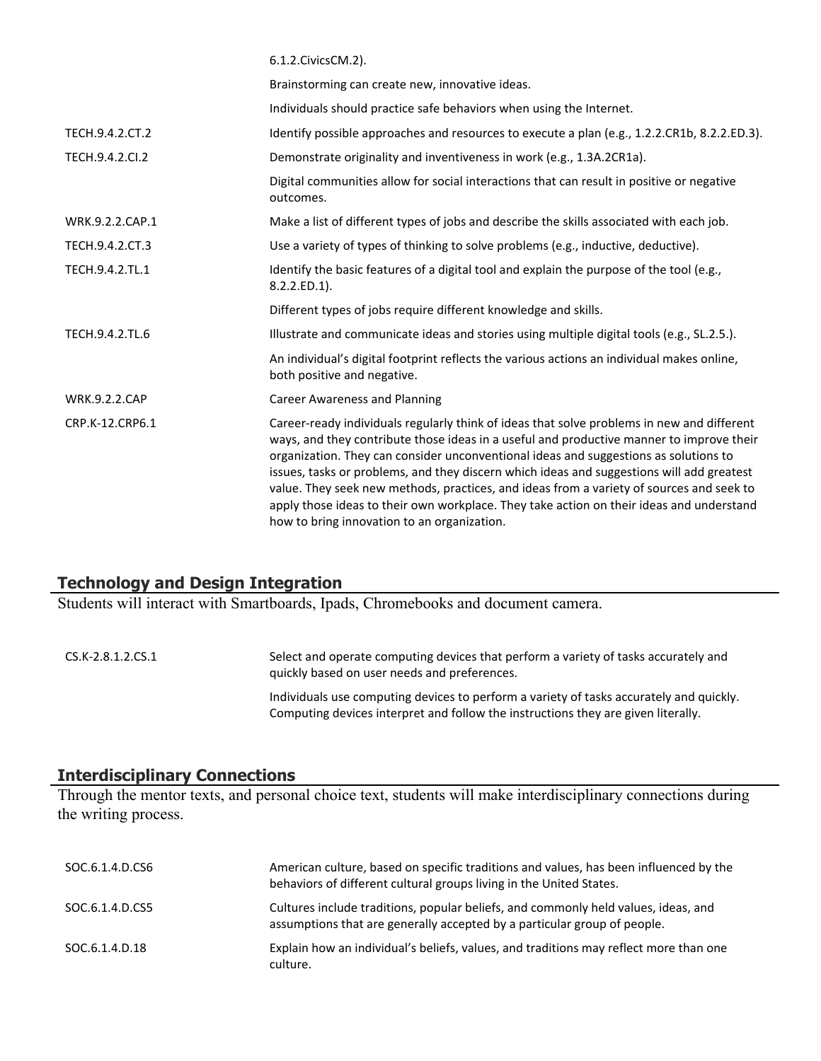| | |
|---|---|
| | 6.1.2.CivicsCM.2). |
| | Brainstorming can create new, innovative ideas. |
| | Individuals should practice safe behaviors when using the Internet. |
| TECH.9.4.2.CT.2 | Identify possible approaches and resources to execute a plan (e.g., 1.2.2.CR1b, 8.2.2.ED.3). |
| TECH.9.4.2.CI.2 | Demonstrate originality and inventiveness in work (e.g., 1.3A.2CR1a). |
| | Digital communities allow for social interactions that can result in positive or negative outcomes. |
| WRK.9.2.2.CAP.1 | Make a list of different types of jobs and describe the skills associated with each job. |
| TECH.9.4.2.CT.3 | Use a variety of types of thinking to solve problems (e.g., inductive, deductive). |
| TECH.9.4.2.TL.1 | Identify the basic features of a digital tool and explain the purpose of the tool (e.g., 8.2.2.ED.1). |
| | Different types of jobs require different knowledge and skills. |
| TECH.9.4.2.TL.6 | Illustrate and communicate ideas and stories using multiple digital tools (e.g., SL.2.5.). |
| | An individual's digital footprint reflects the various actions an individual makes online, both positive and negative. |
| WRK.9.2.2.CAP | Career Awareness and Planning |
| CRP.K-12.CRP6.1 | Career-ready individuals regularly think of ideas that solve problems in new and different ways, and they contribute those ideas in a useful and productive manner to improve their organization. They can consider unconventional ideas and suggestions as solutions to issues, tasks or problems, and they discern which ideas and suggestions will add greatest value. They seek new methods, practices, and ideas from a variety of sources and seek to apply those ideas to their own workplace. They take action on their ideas and understand how to bring innovation to an organization. |

## Technology and Design Integration

Students will interact with Smartboards, Ipads, Chromebooks and document camera.

| | |
|---|---|
| CS.K-2.8.1.2.CS.1 | Select and operate computing devices that perform a variety of tasks accurately and quickly based on user needs and preferences. |
| | Individuals use computing devices to perform a variety of tasks accurately and quickly. Computing devices interpret and follow the instructions they are given literally. |

## Interdisciplinary Connections

Through the mentor texts, and personal choice text, students will make interdisciplinary connections during the writing process.

| | |
|---|---|
| SOC.6.1.4.D.CS6 | American culture, based on specific traditions and values, has been influenced by the behaviors of different cultural groups living in the United States. |
| SOC.6.1.4.D.CS5 | Cultures include traditions, popular beliefs, and commonly held values, ideas, and assumptions that are generally accepted by a particular group of people. |
| SOC.6.1.4.D.18 | Explain how an individual's beliefs, values, and traditions may reflect more than one culture. |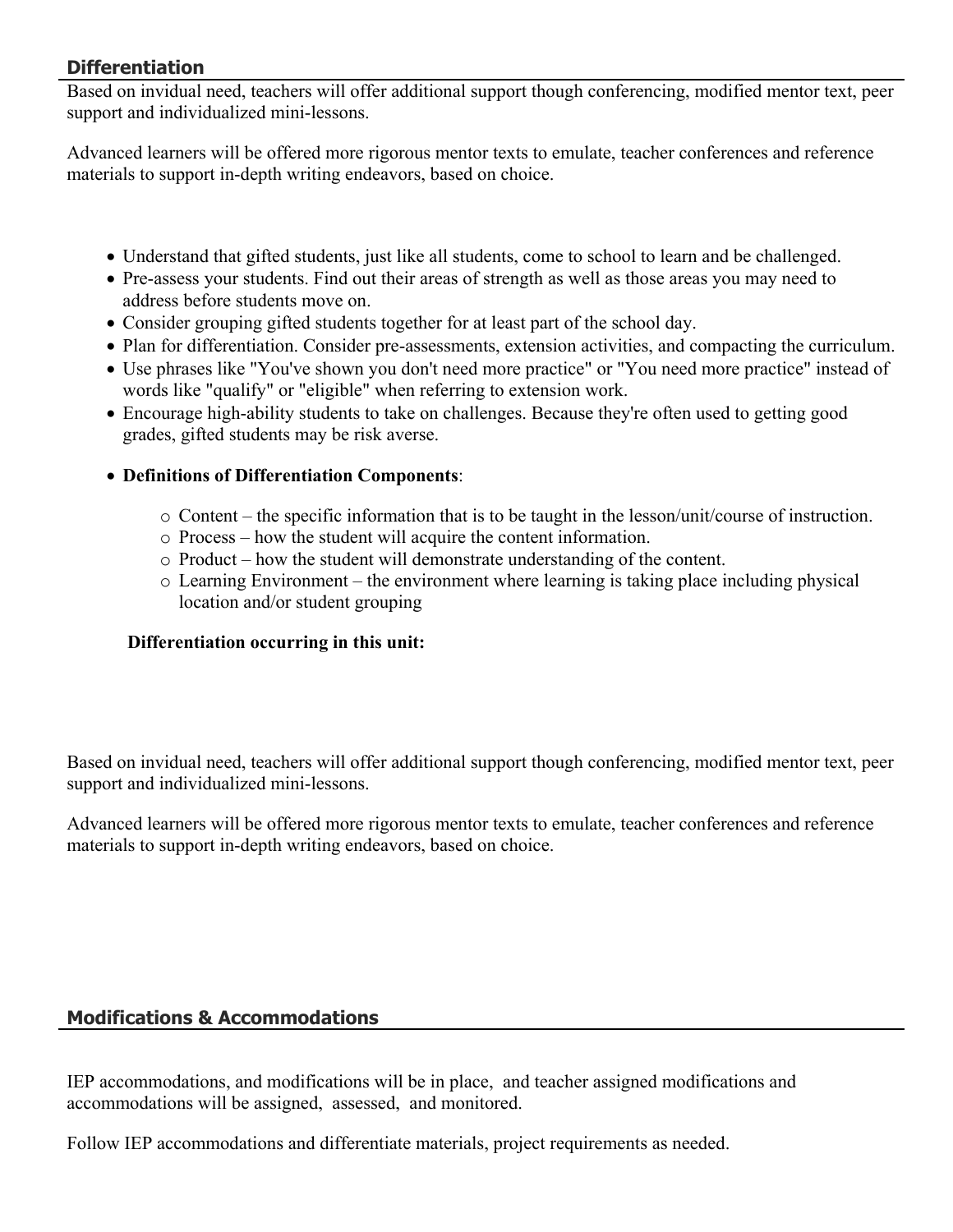## Differentiation

Based on invidual need, teachers will offer additional support though conferencing, modified mentor text, peer support and individualized mini-lessons.

Advanced learners will be offered more rigorous mentor texts to emulate, teacher conferences and reference materials to support in-depth writing endeavors, based on choice.

- Understand that gifted students, just like all students, come to school to learn and be challenged.
- Pre-assess your students. Find out their areas of strength as well as those areas you may need to address before students move on.
- Consider grouping gifted students together for at least part of the school day.
- Plan for differentiation. Consider pre-assessments, extension activities, and compacting the curriculum.
- Use phrases like "You've shown you don't need more practice" or "You need more practice" instead of words like "qualify" or "eligible" when referring to extension work.
- Encourage high-ability students to take on challenges. Because they're often used to getting good grades, gifted students may be risk averse.
- **Definitions of Differentiation Components**:
  - Content – the specific information that is to be taught in the lesson/unit/course of instruction.
  - Process – how the student will acquire the content information.
  - Product – how the student will demonstrate understanding of the content.
  - Learning Environment – the environment where learning is taking place including physical location and/or student grouping

**Differentiation occurring in this unit:**

Based on invidual need, teachers will offer additional support though conferencing, modified mentor text, peer support and individualized mini-lessons.

Advanced learners will be offered more rigorous mentor texts to emulate, teacher conferences and reference materials to support in-depth writing endeavors, based on choice.

## Modifications & Accommodations

IEP accommodations, and modifications will be in place, and teacher assigned modifications and accommodations will be assigned, assessed, and monitored.

Follow IEP accommodations and differentiate materials, project requirements as needed.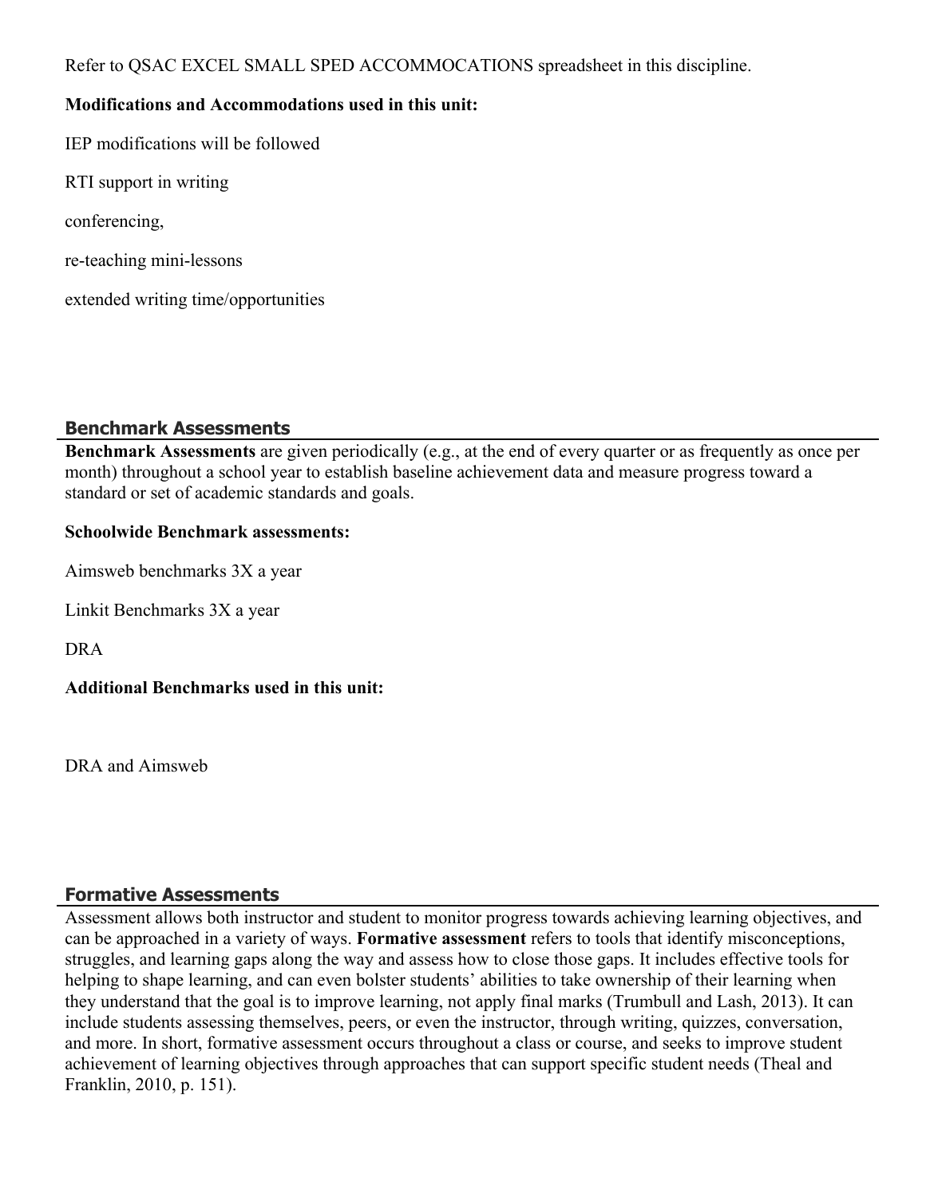Refer to QSAC EXCEL SMALL SPED ACCOMMOCATIONS spreadsheet in this discipline.

**Modifications and Accommodations used in this unit:**

IEP modifications will be followed

RTI support in writing

conferencing,

re-teaching mini-lessons

extended writing time/opportunities

## Benchmark Assessments

**Benchmark Assessments** are given periodically (e.g., at the end of every quarter or as frequently as once per month) throughout a school year to establish baseline achievement data and measure progress toward a standard or set of academic standards and goals.

**Schoolwide Benchmark assessments:**

Aimsweb benchmarks 3X a year

Linkit Benchmarks 3X a year

DRA

**Additional Benchmarks used in this unit:**

DRA and Aimsweb

## Formative Assessments

Assessment allows both instructor and student to monitor progress towards achieving learning objectives, and can be approached in a variety of ways. **Formative assessment** refers to tools that identify misconceptions, struggles, and learning gaps along the way and assess how to close those gaps. It includes effective tools for helping to shape learning, and can even bolster students' abilities to take ownership of their learning when they understand that the goal is to improve learning, not apply final marks (Trumbull and Lash, 2013). It can include students assessing themselves, peers, or even the instructor, through writing, quizzes, conversation, and more. In short, formative assessment occurs throughout a class or course, and seeks to improve student achievement of learning objectives through approaches that can support specific student needs (Theal and Franklin, 2010, p. 151).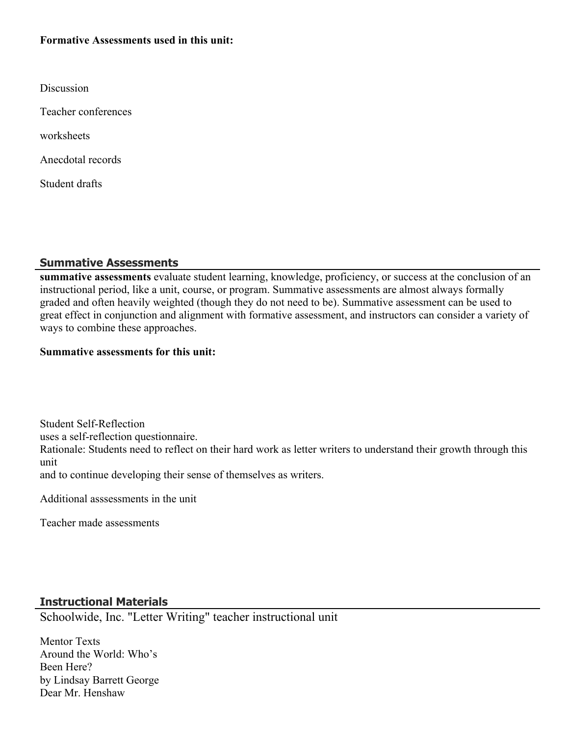**Formative Assessments used in this unit:**

Discussion

Teacher conferences

worksheets

Anecdotal records

Student drafts

## Summative Assessments

**summative assessments** evaluate student learning, knowledge, proficiency, or success at the conclusion of an instructional period, like a unit, course, or program. Summative assessments are almost always formally graded and often heavily weighted (though they do not need to be). Summative assessment can be used to great effect in conjunction and alignment with formative assessment, and instructors can consider a variety of ways to combine these approaches.

**Summative assessments for this unit:**

Student Self-Reflection
uses a self-reflection questionnaire.
Rationale: Students need to reflect on their hard work as letter writers to understand their growth through this unit
and to continue developing their sense of themselves as writers.

Additional asssessments in the unit

Teacher made assessments

## Instructional Materials

Schoolwide, Inc. "Letter Writing" teacher instructional unit

Mentor Texts
Around the World: Who's
Been Here?
by Lindsay Barrett George
Dear Mr. Henshaw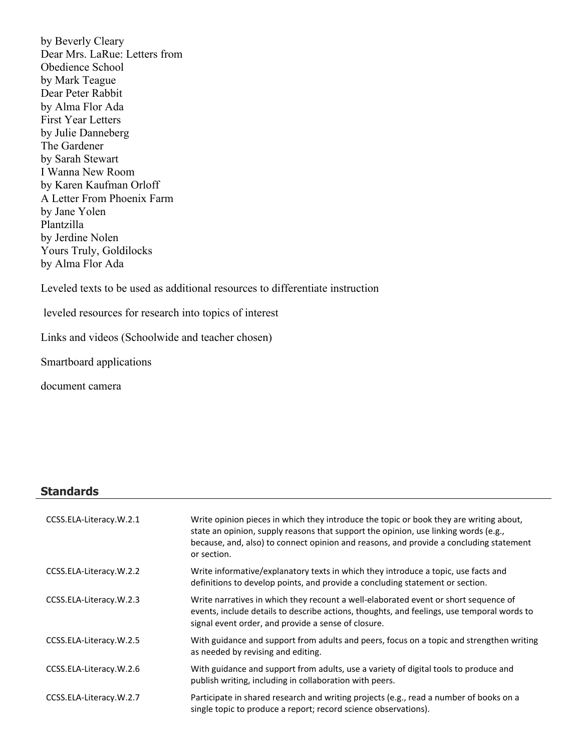by Beverly Cleary
Dear Mrs. LaRue: Letters from Obedience School
by Mark Teague
Dear Peter Rabbit
by Alma Flor Ada
First Year Letters
by Julie Danneberg
The Gardener
by Sarah Stewart
I Wanna New Room
by Karen Kaufman Orloff
A Letter From Phoenix Farm
by Jane Yolen
Plantzilla
by Jerdine Nolen
Yours Truly, Goldilocks
by Alma Flor Ada

Leveled texts to be used as additional resources to differentiate instruction

leveled resources for research into topics of interest

Links and videos (Schoolwide and teacher chosen)

Smartboard applications

document camera

## Standards

| | |
|---|---|
| CCSS.ELA-Literacy.W.2.1 | Write opinion pieces in which they introduce the topic or book they are writing about, state an opinion, supply reasons that support the opinion, use linking words (e.g., because, and, also) to connect opinion and reasons, and provide a concluding statement or section. |
| CCSS.ELA-Literacy.W.2.2 | Write informative/explanatory texts in which they introduce a topic, use facts and definitions to develop points, and provide a concluding statement or section. |
| CCSS.ELA-Literacy.W.2.3 | Write narratives in which they recount a well-elaborated event or short sequence of events, include details to describe actions, thoughts, and feelings, use temporal words to signal event order, and provide a sense of closure. |
| CCSS.ELA-Literacy.W.2.5 | With guidance and support from adults and peers, focus on a topic and strengthen writing as needed by revising and editing. |
| CCSS.ELA-Literacy.W.2.6 | With guidance and support from adults, use a variety of digital tools to produce and publish writing, including in collaboration with peers. |
| CCSS.ELA-Literacy.W.2.7 | Participate in shared research and writing projects (e.g., read a number of books on a single topic to produce a report; record science observations). |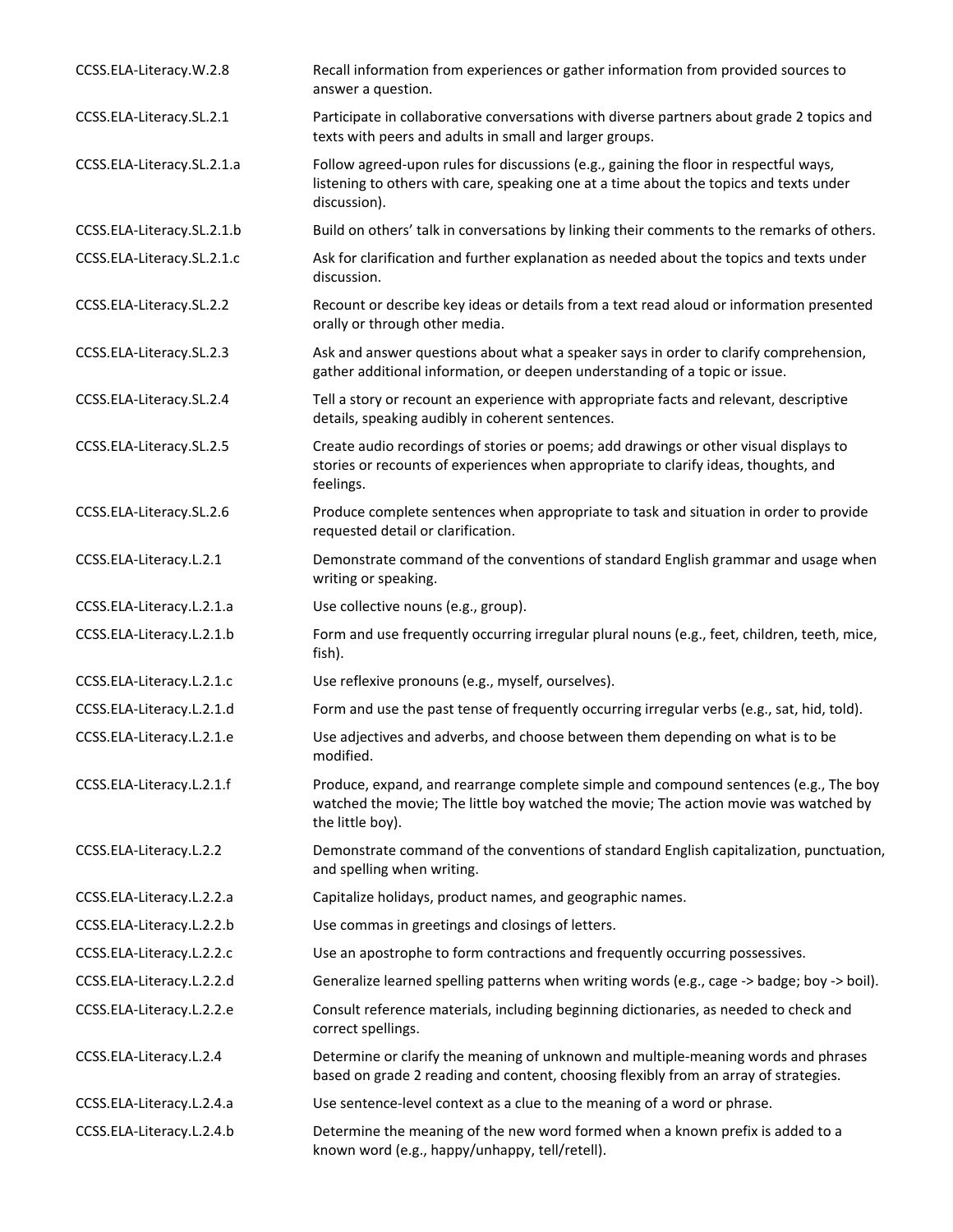| | |
|---|---|
| CCSS.ELA-Literacy.W.2.8 | Recall information from experiences or gather information from provided sources to answer a question. |
| CCSS.ELA-Literacy.SL.2.1 | Participate in collaborative conversations with diverse partners about grade 2 topics and texts with peers and adults in small and larger groups. |
| CCSS.ELA-Literacy.SL.2.1.a | Follow agreed-upon rules for discussions (e.g., gaining the floor in respectful ways, listening to others with care, speaking one at a time about the topics and texts under discussion). |
| CCSS.ELA-Literacy.SL.2.1.b | Build on others' talk in conversations by linking their comments to the remarks of others. |
| CCSS.ELA-Literacy.SL.2.1.c | Ask for clarification and further explanation as needed about the topics and texts under discussion. |
| CCSS.ELA-Literacy.SL.2.2 | Recount or describe key ideas or details from a text read aloud or information presented orally or through other media. |
| CCSS.ELA-Literacy.SL.2.3 | Ask and answer questions about what a speaker says in order to clarify comprehension, gather additional information, or deepen understanding of a topic or issue. |
| CCSS.ELA-Literacy.SL.2.4 | Tell a story or recount an experience with appropriate facts and relevant, descriptive details, speaking audibly in coherent sentences. |
| CCSS.ELA-Literacy.SL.2.5 | Create audio recordings of stories or poems; add drawings or other visual displays to stories or recounts of experiences when appropriate to clarify ideas, thoughts, and feelings. |
| CCSS.ELA-Literacy.SL.2.6 | Produce complete sentences when appropriate to task and situation in order to provide requested detail or clarification. |
| CCSS.ELA-Literacy.L.2.1 | Demonstrate command of the conventions of standard English grammar and usage when writing or speaking. |
| CCSS.ELA-Literacy.L.2.1.a | Use collective nouns (e.g., group). |
| CCSS.ELA-Literacy.L.2.1.b | Form and use frequently occurring irregular plural nouns (e.g., feet, children, teeth, mice, fish). |
| CCSS.ELA-Literacy.L.2.1.c | Use reflexive pronouns (e.g., myself, ourselves). |
| CCSS.ELA-Literacy.L.2.1.d | Form and use the past tense of frequently occurring irregular verbs (e.g., sat, hid, told). |
| CCSS.ELA-Literacy.L.2.1.e | Use adjectives and adverbs, and choose between them depending on what is to be modified. |
| CCSS.ELA-Literacy.L.2.1.f | Produce, expand, and rearrange complete simple and compound sentences (e.g., The boy watched the movie; The little boy watched the movie; The action movie was watched by the little boy). |
| CCSS.ELA-Literacy.L.2.2 | Demonstrate command of the conventions of standard English capitalization, punctuation, and spelling when writing. |
| CCSS.ELA-Literacy.L.2.2.a | Capitalize holidays, product names, and geographic names. |
| CCSS.ELA-Literacy.L.2.2.b | Use commas in greetings and closings of letters. |
| CCSS.ELA-Literacy.L.2.2.c | Use an apostrophe to form contractions and frequently occurring possessives. |
| CCSS.ELA-Literacy.L.2.2.d | Generalize learned spelling patterns when writing words (e.g., cage -> badge; boy -> boil). |
| CCSS.ELA-Literacy.L.2.2.e | Consult reference materials, including beginning dictionaries, as needed to check and correct spellings. |
| CCSS.ELA-Literacy.L.2.4 | Determine or clarify the meaning of unknown and multiple-meaning words and phrases based on grade 2 reading and content, choosing flexibly from an array of strategies. |
| CCSS.ELA-Literacy.L.2.4.a | Use sentence-level context as a clue to the meaning of a word or phrase. |
| CCSS.ELA-Literacy.L.2.4.b | Determine the meaning of the new word formed when a known prefix is added to a known word (e.g., happy/unhappy, tell/retell). |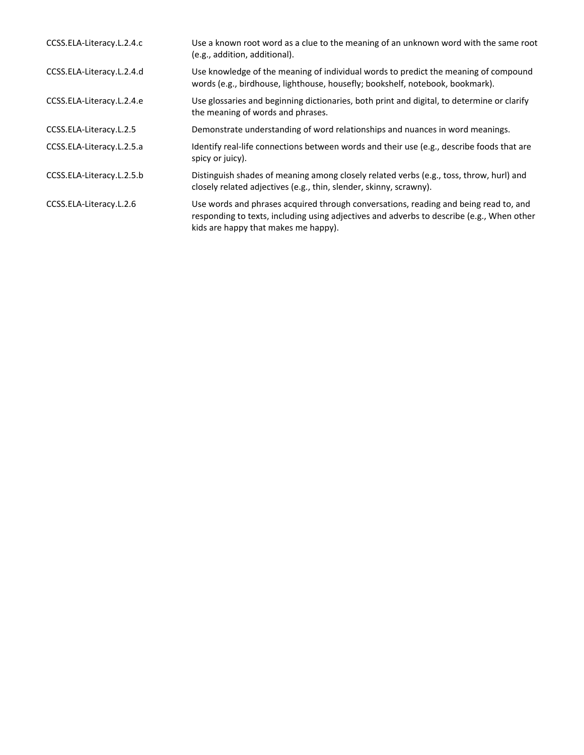| | |
|---|---|
| CCSS.ELA-Literacy.L.2.4.c | Use a known root word as a clue to the meaning of an unknown word with the same root (e.g., addition, additional). |
| CCSS.ELA-Literacy.L.2.4.d | Use knowledge of the meaning of individual words to predict the meaning of compound words (e.g., birdhouse, lighthouse, housefly; bookshelf, notebook, bookmark). |
| CCSS.ELA-Literacy.L.2.4.e | Use glossaries and beginning dictionaries, both print and digital, to determine or clarify the meaning of words and phrases. |
| CCSS.ELA-Literacy.L.2.5 | Demonstrate understanding of word relationships and nuances in word meanings. |
| CCSS.ELA-Literacy.L.2.5.a | Identify real-life connections between words and their use (e.g., describe foods that are spicy or juicy). |
| CCSS.ELA-Literacy.L.2.5.b | Distinguish shades of meaning among closely related verbs (e.g., toss, throw, hurl) and closely related adjectives (e.g., thin, slender, skinny, scrawny). |
| CCSS.ELA-Literacy.L.2.6 | Use words and phrases acquired through conversations, reading and being read to, and responding to texts, including using adjectives and adverbs to describe (e.g., When other kids are happy that makes me happy). |